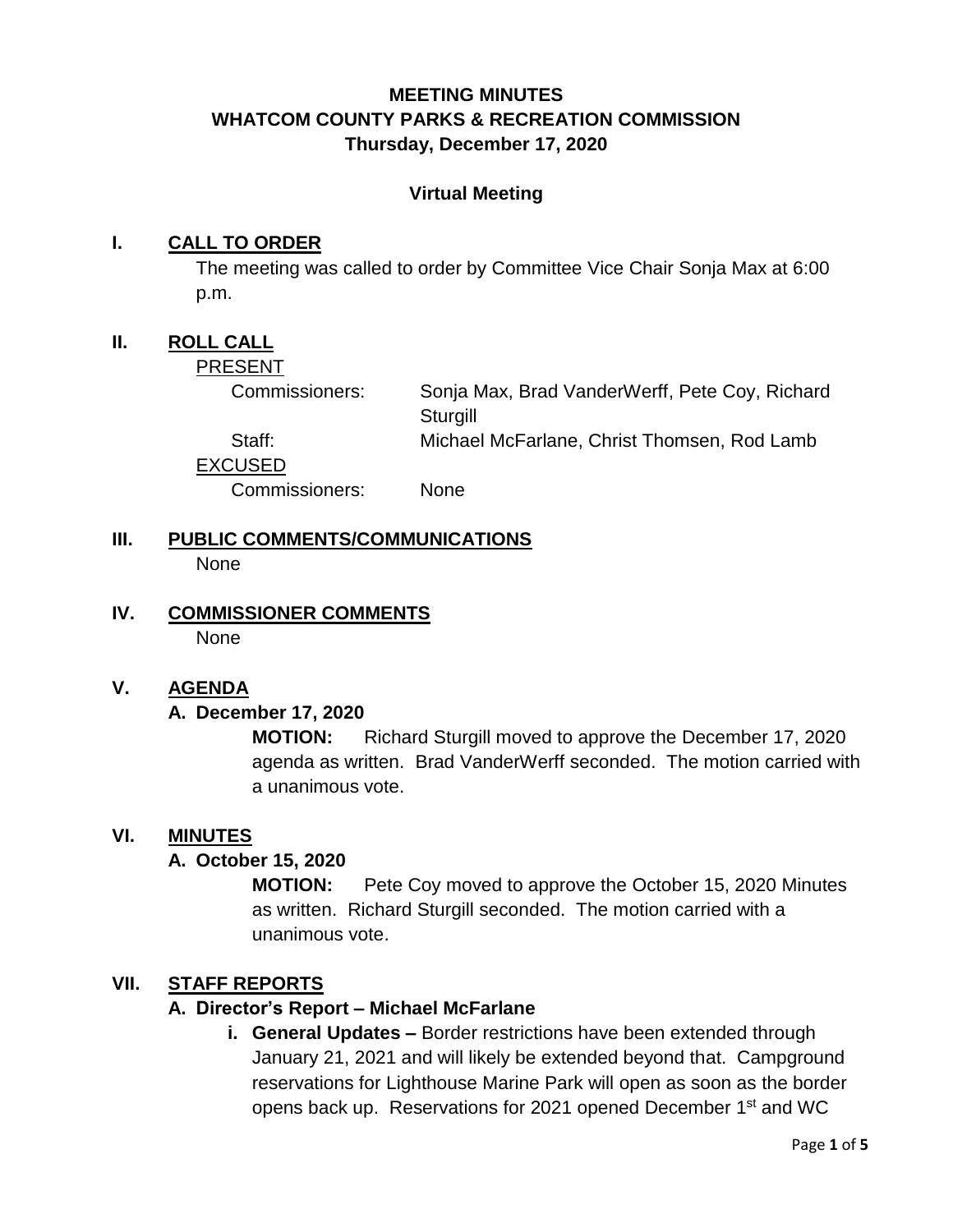# MEETING MINUTES
# WHATCOM COUNTY PARKS & RECREATION COMMISSION
## Thursday, December 17, 2020

**Virtual Meeting**

## I. CALL TO ORDER

The meeting was called to order by Committee Vice Chair Sonja Max at 6:00 p.m.

## II. ROLL CALL

PRESENT

| | |
|---|---|
| Commissioners: | Sonja Max, Brad VanderWerff, Pete Coy, Richard Sturgill |
| Staff: | Michael McFarlane, Christ Thomsen, Rod Lamb |

EXCUSED

| | |
|---|---|
| Commissioners: | None |

## III. PUBLIC COMMENTS/COMMUNICATIONS

None

## IV. COMMISSIONER COMMENTS

None

## V. AGENDA

### A. December 17, 2020

**MOTION:** Richard Sturgill moved to approve the December 17, 2020 agenda as written. Brad VanderWerff seconded. The motion carried with a unanimous vote.

## VI. MINUTES

### A. October 15, 2020

**MOTION:** Pete Coy moved to approve the October 15, 2020 Minutes as written. Richard Sturgill seconded. The motion carried with a unanimous vote.

## VII. STAFF REPORTS

### A. Director's Report – Michael McFarlane

**i. General Updates –** Border restrictions have been extended through January 21, 2021 and will likely be extended beyond that. Campground reservations for Lighthouse Marine Park will open as soon as the border opens back up. Reservations for 2021 opened December 1st and WC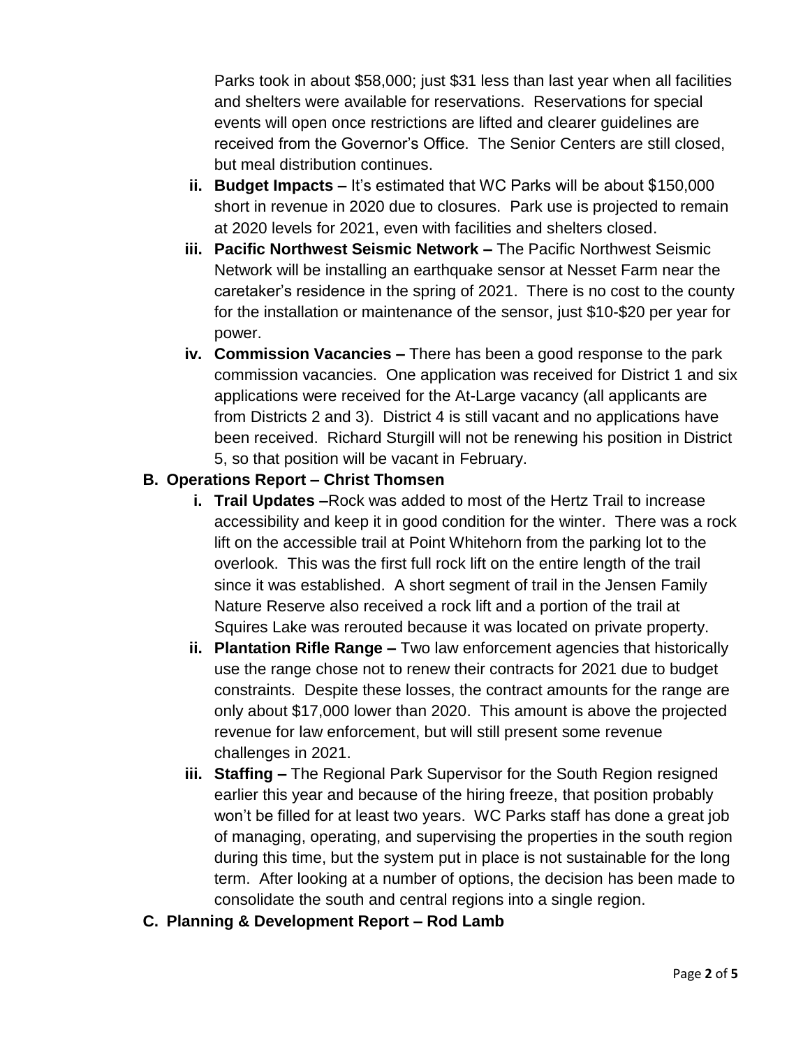Parks took in about $58,000; just $31 less than last year when all facilities and shelters were available for reservations. Reservations for special events will open once restrictions are lifted and clearer guidelines are received from the Governor's Office. The Senior Centers are still closed, but meal distribution continues.

ii. **Budget Impacts –** It's estimated that WC Parks will be about $150,000 short in revenue in 2020 due to closures. Park use is projected to remain at 2020 levels for 2021, even with facilities and shelters closed.

iii. **Pacific Northwest Seismic Network –** The Pacific Northwest Seismic Network will be installing an earthquake sensor at Nesset Farm near the caretaker's residence in the spring of 2021. There is no cost to the county for the installation or maintenance of the sensor, just $10-$20 per year for power.

iv. **Commission Vacancies –** There has been a good response to the park commission vacancies. One application was received for District 1 and six applications were received for the At-Large vacancy (all applicants are from Districts 2 and 3). District 4 is still vacant and no applications have been received. Richard Sturgill will not be renewing his position in District 5, so that position will be vacant in February.

**B. Operations Report – Christ Thomsen**

i. **Trail Updates –**Rock was added to most of the Hertz Trail to increase accessibility and keep it in good condition for the winter. There was a rock lift on the accessible trail at Point Whitehorn from the parking lot to the overlook. This was the first full rock lift on the entire length of the trail since it was established. A short segment of trail in the Jensen Family Nature Reserve also received a rock lift and a portion of the trail at Squires Lake was rerouted because it was located on private property.

ii. **Plantation Rifle Range –** Two law enforcement agencies that historically use the range chose not to renew their contracts for 2021 due to budget constraints. Despite these losses, the contract amounts for the range are only about $17,000 lower than 2020. This amount is above the projected revenue for law enforcement, but will still present some revenue challenges in 2021.

iii. **Staffing –** The Regional Park Supervisor for the South Region resigned earlier this year and because of the hiring freeze, that position probably won't be filled for at least two years. WC Parks staff has done a great job of managing, operating, and supervising the properties in the south region during this time, but the system put in place is not sustainable for the long term. After looking at a number of options, the decision has been made to consolidate the south and central regions into a single region.

**C. Planning & Development Report – Rod Lamb**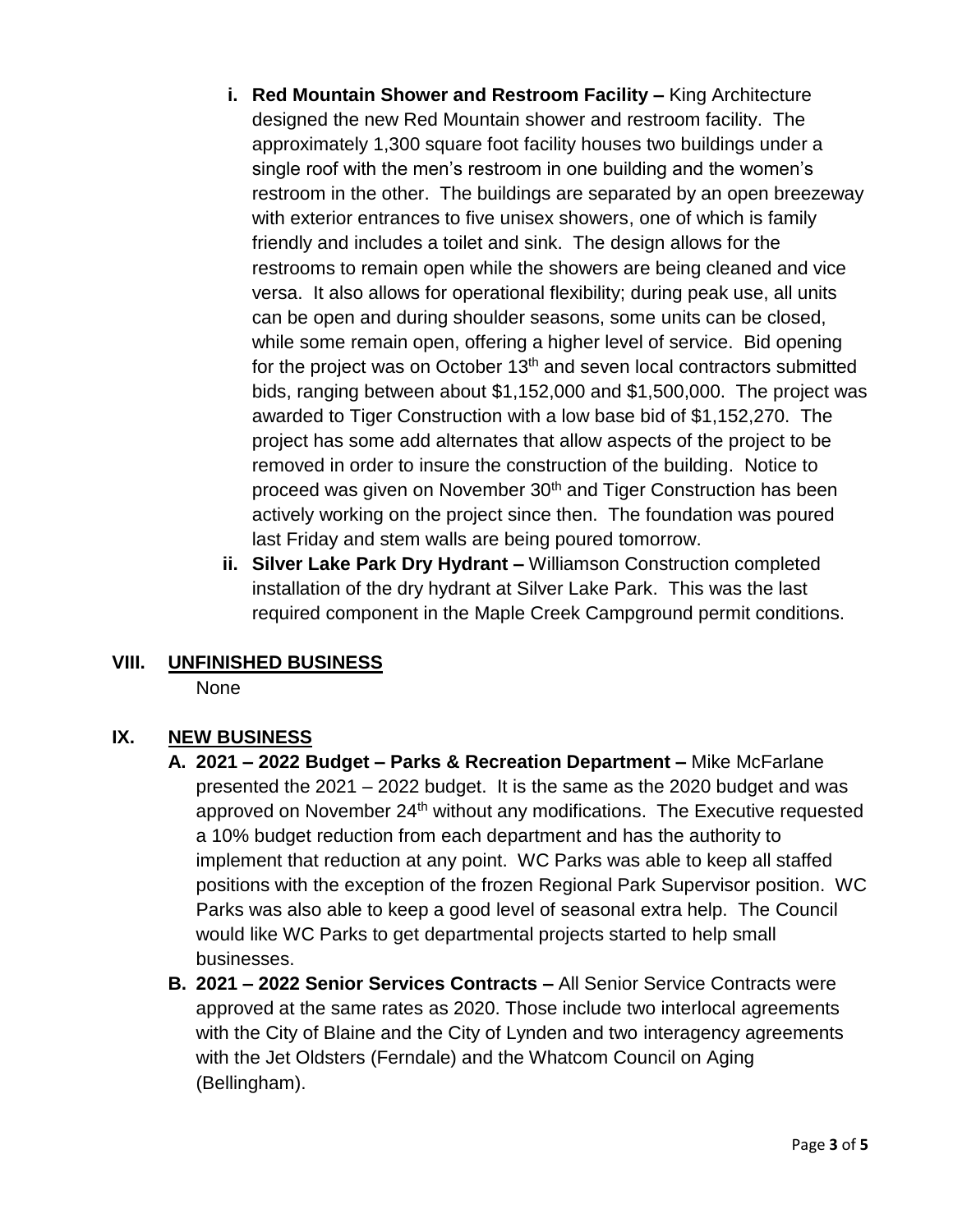i. **Red Mountain Shower and Restroom Facility –** King Architecture designed the new Red Mountain shower and restroom facility. The approximately 1,300 square foot facility houses two buildings under a single roof with the men's restroom in one building and the women's restroom in the other. The buildings are separated by an open breezeway with exterior entrances to five unisex showers, one of which is family friendly and includes a toilet and sink. The design allows for the restrooms to remain open while the showers are being cleaned and vice versa. It also allows for operational flexibility; during peak use, all units can be open and during shoulder seasons, some units can be closed, while some remain open, offering a higher level of service. Bid opening for the project was on October 13th and seven local contractors submitted bids, ranging between about $1,152,000 and $1,500,000. The project was awarded to Tiger Construction with a low base bid of $1,152,270. The project has some add alternates that allow aspects of the project to be removed in order to insure the construction of the building. Notice to proceed was given on November 30th and Tiger Construction has been actively working on the project since then. The foundation was poured last Friday and stem walls are being poured tomorrow.

ii. **Silver Lake Park Dry Hydrant –** Williamson Construction completed installation of the dry hydrant at Silver Lake Park. This was the last required component in the Maple Creek Campground permit conditions.

## VIII. UNFINISHED BUSINESS

None

## IX. NEW BUSINESS

A. **2021 – 2022 Budget – Parks & Recreation Department –** Mike McFarlane presented the 2021 – 2022 budget. It is the same as the 2020 budget and was approved on November 24th without any modifications. The Executive requested a 10% budget reduction from each department and has the authority to implement that reduction at any point. WC Parks was able to keep all staffed positions with the exception of the frozen Regional Park Supervisor position. WC Parks was also able to keep a good level of seasonal extra help. The Council would like WC Parks to get departmental projects started to help small businesses.

B. **2021 – 2022 Senior Services Contracts –** All Senior Service Contracts were approved at the same rates as 2020. Those include two interlocal agreements with the City of Blaine and the City of Lynden and two interagency agreements with the Jet Oldsters (Ferndale) and the Whatcom Council on Aging (Bellingham).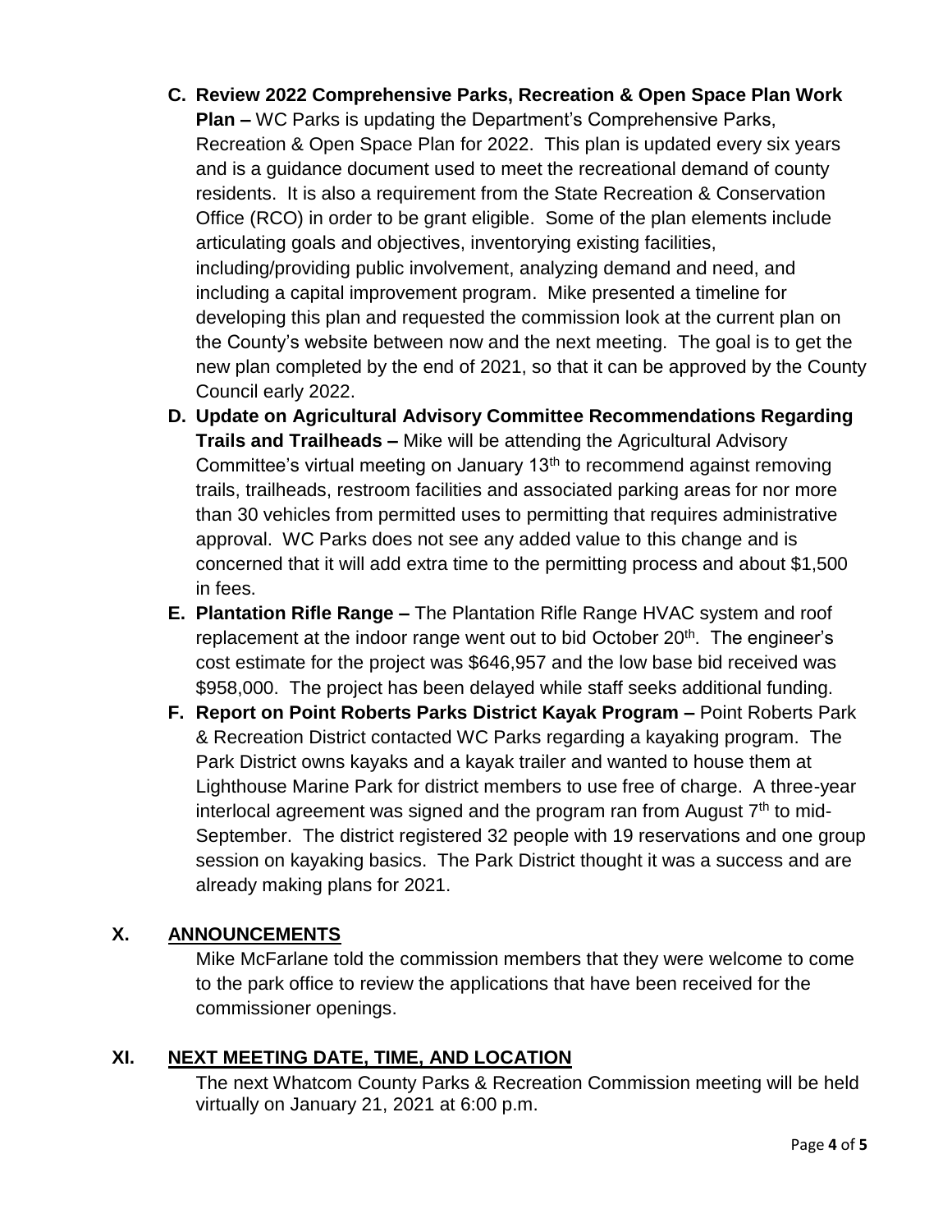C. **Review 2022 Comprehensive Parks, Recreation & Open Space Plan Work Plan –** WC Parks is updating the Department's Comprehensive Parks, Recreation & Open Space Plan for 2022. This plan is updated every six years and is a guidance document used to meet the recreational demand of county residents. It is also a requirement from the State Recreation & Conservation Office (RCO) in order to be grant eligible. Some of the plan elements include articulating goals and objectives, inventorying existing facilities, including/providing public involvement, analyzing demand and need, and including a capital improvement program. Mike presented a timeline for developing this plan and requested the commission look at the current plan on the County's website between now and the next meeting. The goal is to get the new plan completed by the end of 2021, so that it can be approved by the County Council early 2022.

D. **Update on Agricultural Advisory Committee Recommendations Regarding Trails and Trailheads –** Mike will be attending the Agricultural Advisory Committee's virtual meeting on January 13th to recommend against removing trails, trailheads, restroom facilities and associated parking areas for nor more than 30 vehicles from permitted uses to permitting that requires administrative approval. WC Parks does not see any added value to this change and is concerned that it will add extra time to the permitting process and about $1,500 in fees.

E. **Plantation Rifle Range –** The Plantation Rifle Range HVAC system and roof replacement at the indoor range went out to bid October 20th. The engineer's cost estimate for the project was $646,957 and the low base bid received was $958,000. The project has been delayed while staff seeks additional funding.

F. **Report on Point Roberts Parks District Kayak Program –** Point Roberts Park & Recreation District contacted WC Parks regarding a kayaking program. The Park District owns kayaks and a kayak trailer and wanted to house them at Lighthouse Marine Park for district members to use free of charge. A three-year interlocal agreement was signed and the program ran from August 7th to mid-September. The district registered 32 people with 19 reservations and one group session on kayaking basics. The Park District thought it was a success and are already making plans for 2021.

## X. ANNOUNCEMENTS

Mike McFarlane told the commission members that they were welcome to come to the park office to review the applications that have been received for the commissioner openings.

## XI. NEXT MEETING DATE, TIME, AND LOCATION

The next Whatcom County Parks & Recreation Commission meeting will be held virtually on January 21, 2021 at 6:00 p.m.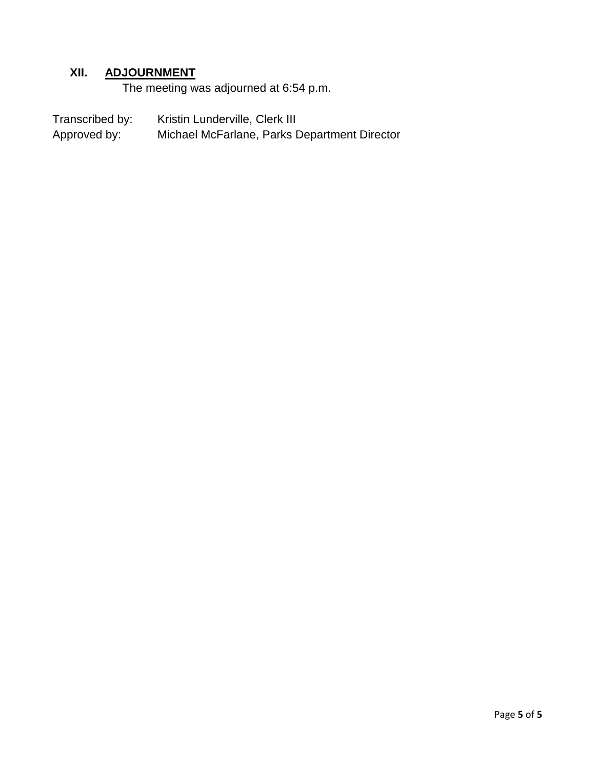## XII. ADJOURNMENT

The meeting was adjourned at 6:54 p.m.

Transcribed by: Kristin Lunderville, Clerk III
Approved by: Michael McFarlane, Parks Department Director